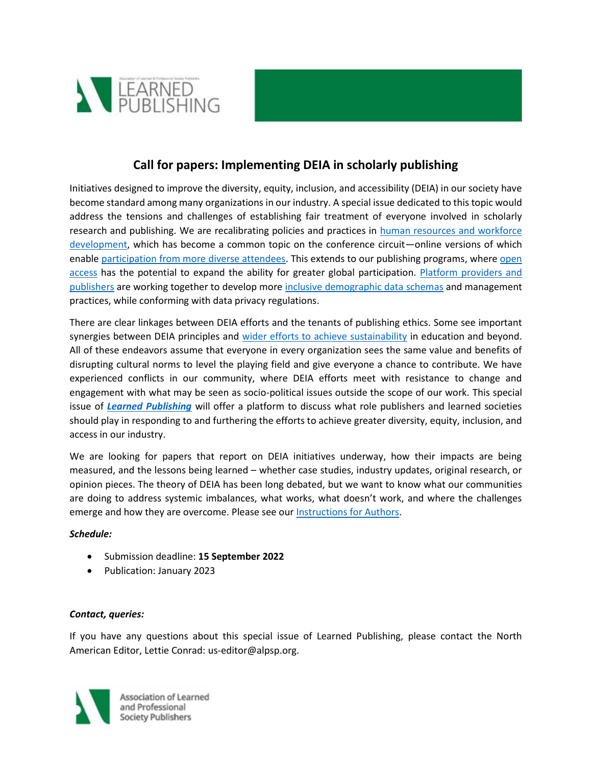# Call for papers: Implementing DEIA in scholarly publishing

Initiatives designed to improve the diversity, equity, inclusion, and accessibility (DEIA) in our society have become standard among many organizations in our industry. A special issue dedicated to this topic would address the tensions and challenges of establishing fair treatment of everyone involved in scholarly research and publishing. We are recalibrating policies and practices in human resources and workforce development, which has become a common topic on the conference circuit—online versions of which enable participation from more diverse attendees. This extends to our publishing programs, where open access has the potential to expand the ability for greater global participation. Platform providers and publishers are working together to develop more inclusive demographic data schemas and management practices, while conforming with data privacy regulations.

There are clear linkages between DEIA efforts and the tenants of publishing ethics. Some see important synergies between DEIA principles and wider efforts to achieve sustainability in education and beyond. All of these endeavors assume that everyone in every organization sees the same value and benefits of disrupting cultural norms to level the playing field and give everyone a chance to contribute. We have experienced conflicts in our community, where DEIA efforts meet with resistance to change and engagement with what may be seen as socio-political issues outside the scope of our work. This special issue of ***Learned Publishing*** will offer a platform to discuss what role publishers and learned societies should play in responding to and furthering the efforts to achieve greater diversity, equity, inclusion, and access in our industry.

We are looking for papers that report on DEIA initiatives underway, how their impacts are being measured, and the lessons being learned – whether case studies, industry updates, original research, or opinion pieces. The theory of DEIA has been long debated, but we want to know what our communities are doing to address systemic imbalances, what works, what doesn't work, and where the challenges emerge and how they are overcome. Please see our Instructions for Authors.

***Schedule:***

- Submission deadline: **15 September 2022**
- Publication: January 2023

***Contact, queries:***

If you have any questions about this special issue of Learned Publishing, please contact the North American Editor, Lettie Conrad: us-editor@alpsp.org.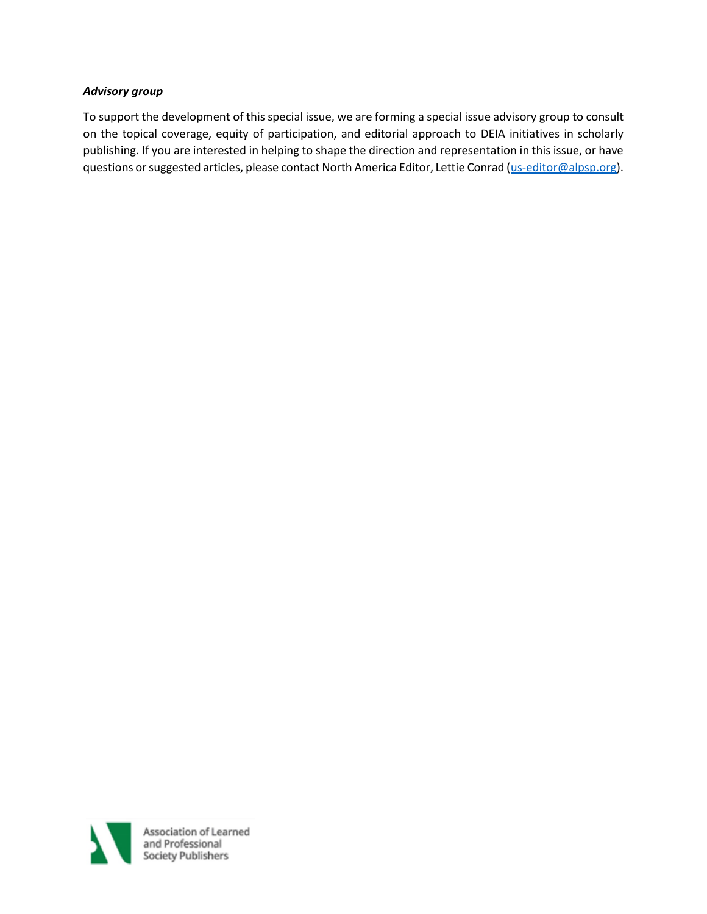***Advisory group***

To support the development of this special issue, we are forming a special issue advisory group to consult on the topical coverage, equity of participation, and editorial approach to DEIA initiatives in scholarly publishing. If you are interested in helping to shape the direction and representation in this issue, or have questions or suggested articles, please contact North America Editor, Lettie Conrad (us-editor@alpsp.org).

Association of Learned and Professional Society Publishers